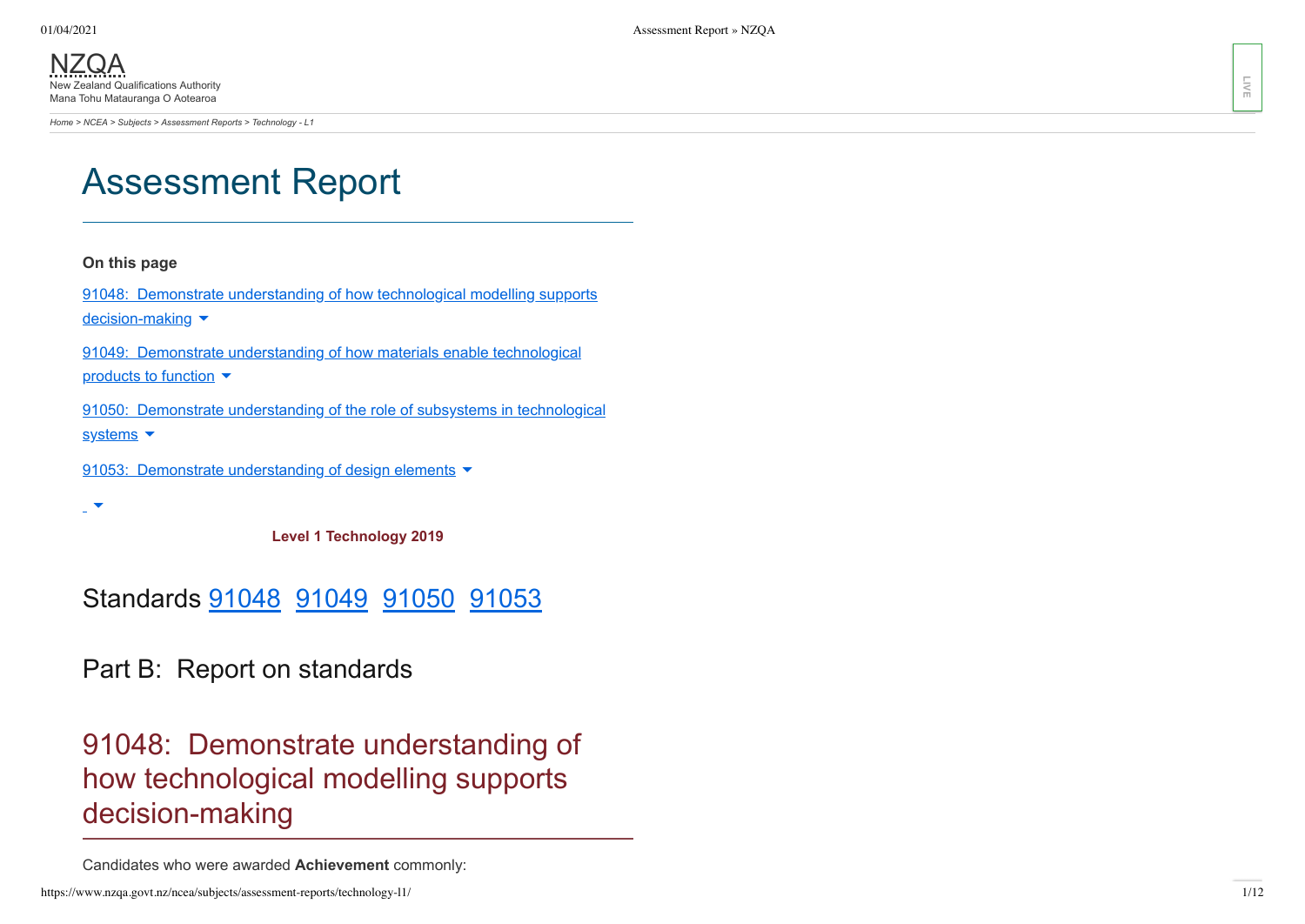NZQA
New Zealand Qualifications Authority
Mana Tohu Matauranga O Aotearoa

*Home > NCEA > Subjects > Assessment Reports > Technology - L1*

# Assessment Report

**On this page**

91048: Demonstrate understanding of how technological modelling supports decision-making

91049: Demonstrate understanding of how materials enable technological products to function

91050: Demonstrate understanding of the role of subsystems in technological systems

91053: Demonstrate understanding of design elements

**Level 1 Technology 2019**

## Standards 91048 91049 91050 91053

## Part B: Report on standards

## 91048: Demonstrate understanding of how technological modelling supports decision-making

Candidates who were awarded **Achievement** commonly: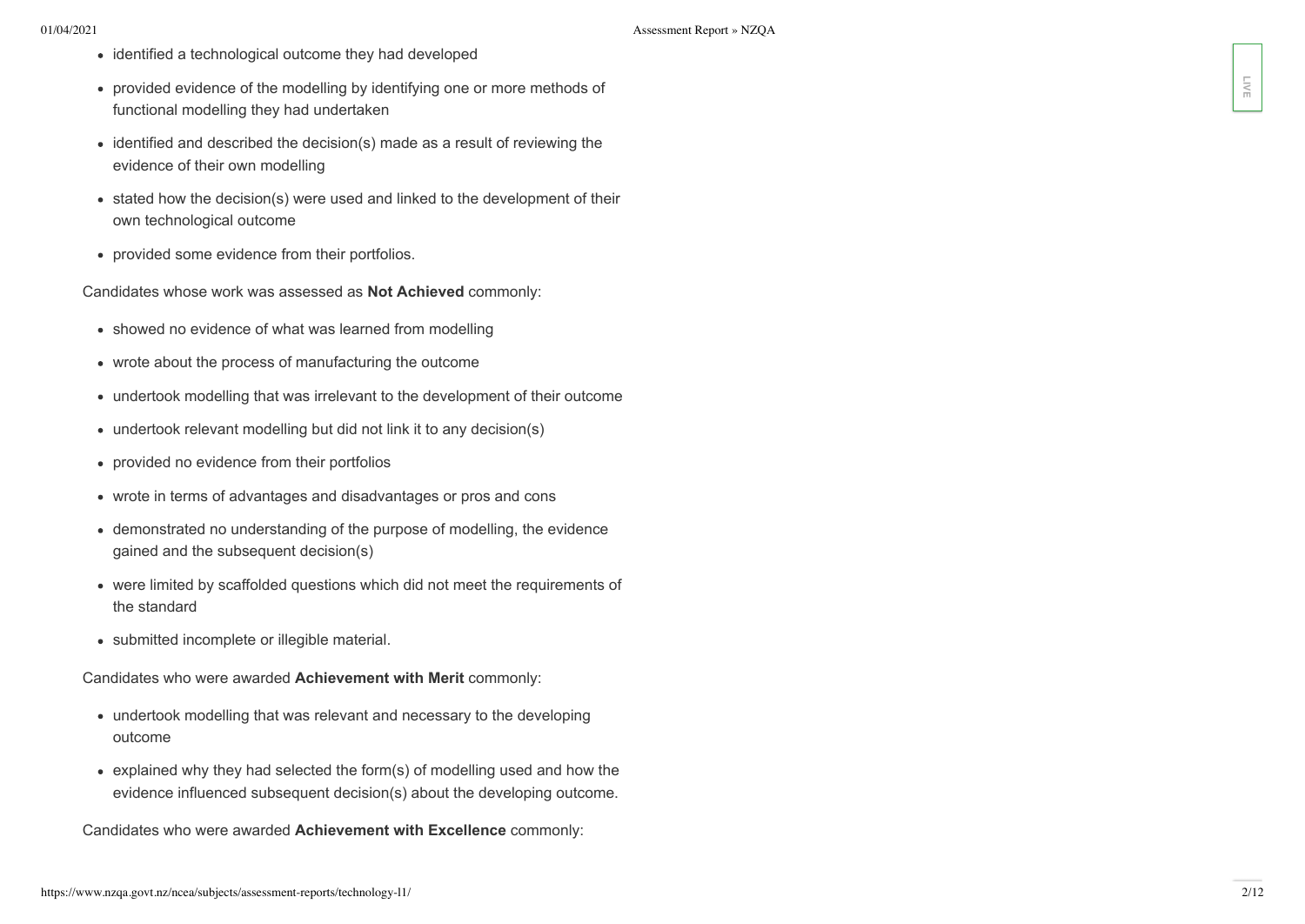- identified a technological outcome they had developed
- provided evidence of the modelling by identifying one or more methods of functional modelling they had undertaken
- identified and described the decision(s) made as a result of reviewing the evidence of their own modelling
- stated how the decision(s) were used and linked to the development of their own technological outcome
- provided some evidence from their portfolios.

Candidates whose work was assessed as **Not Achieved** commonly:

- showed no evidence of what was learned from modelling
- wrote about the process of manufacturing the outcome
- undertook modelling that was irrelevant to the development of their outcome
- undertook relevant modelling but did not link it to any decision(s)
- provided no evidence from their portfolios
- wrote in terms of advantages and disadvantages or pros and cons
- demonstrated no understanding of the purpose of modelling, the evidence gained and the subsequent decision(s)
- were limited by scaffolded questions which did not meet the requirements of the standard
- submitted incomplete or illegible material.

Candidates who were awarded **Achievement with Merit** commonly:

- undertook modelling that was relevant and necessary to the developing outcome
- explained why they had selected the form(s) of modelling used and how the evidence influenced subsequent decision(s) about the developing outcome.

Candidates who were awarded **Achievement with Excellence** commonly: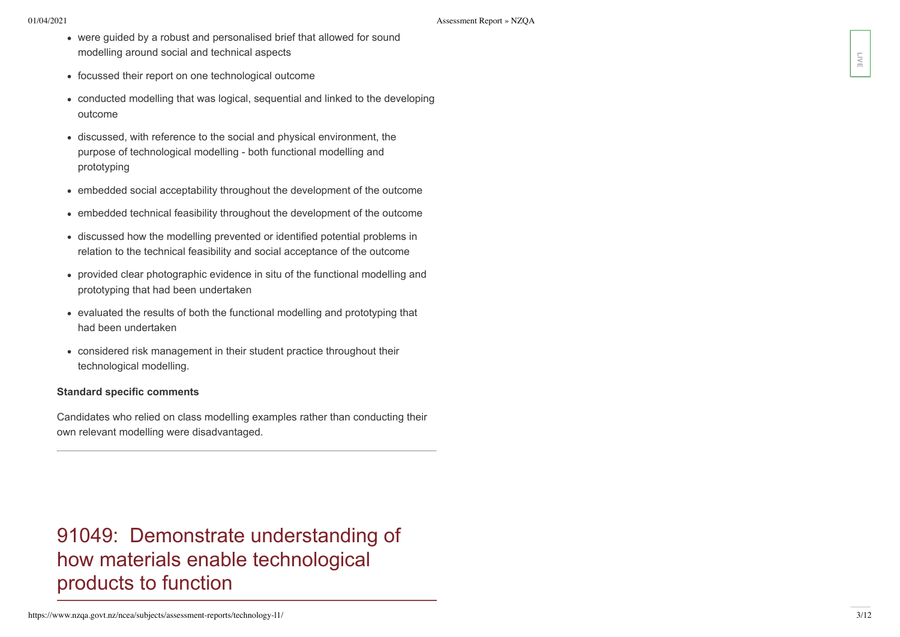- were guided by a robust and personalised brief that allowed for sound modelling around social and technical aspects
- focussed their report on one technological outcome
- conducted modelling that was logical, sequential and linked to the developing outcome
- discussed, with reference to the social and physical environment, the purpose of technological modelling - both functional modelling and prototyping
- embedded social acceptability throughout the development of the outcome
- embedded technical feasibility throughout the development of the outcome
- discussed how the modelling prevented or identified potential problems in relation to the technical feasibility and social acceptance of the outcome
- provided clear photographic evidence in situ of the functional modelling and prototyping that had been undertaken
- evaluated the results of both the functional modelling and prototyping that had been undertaken
- considered risk management in their student practice throughout their technological modelling.

**Standard specific comments**

Candidates who relied on class modelling examples rather than conducting their own relevant modelling were disadvantaged.

---

## 91049: Demonstrate understanding of how materials enable technological products to function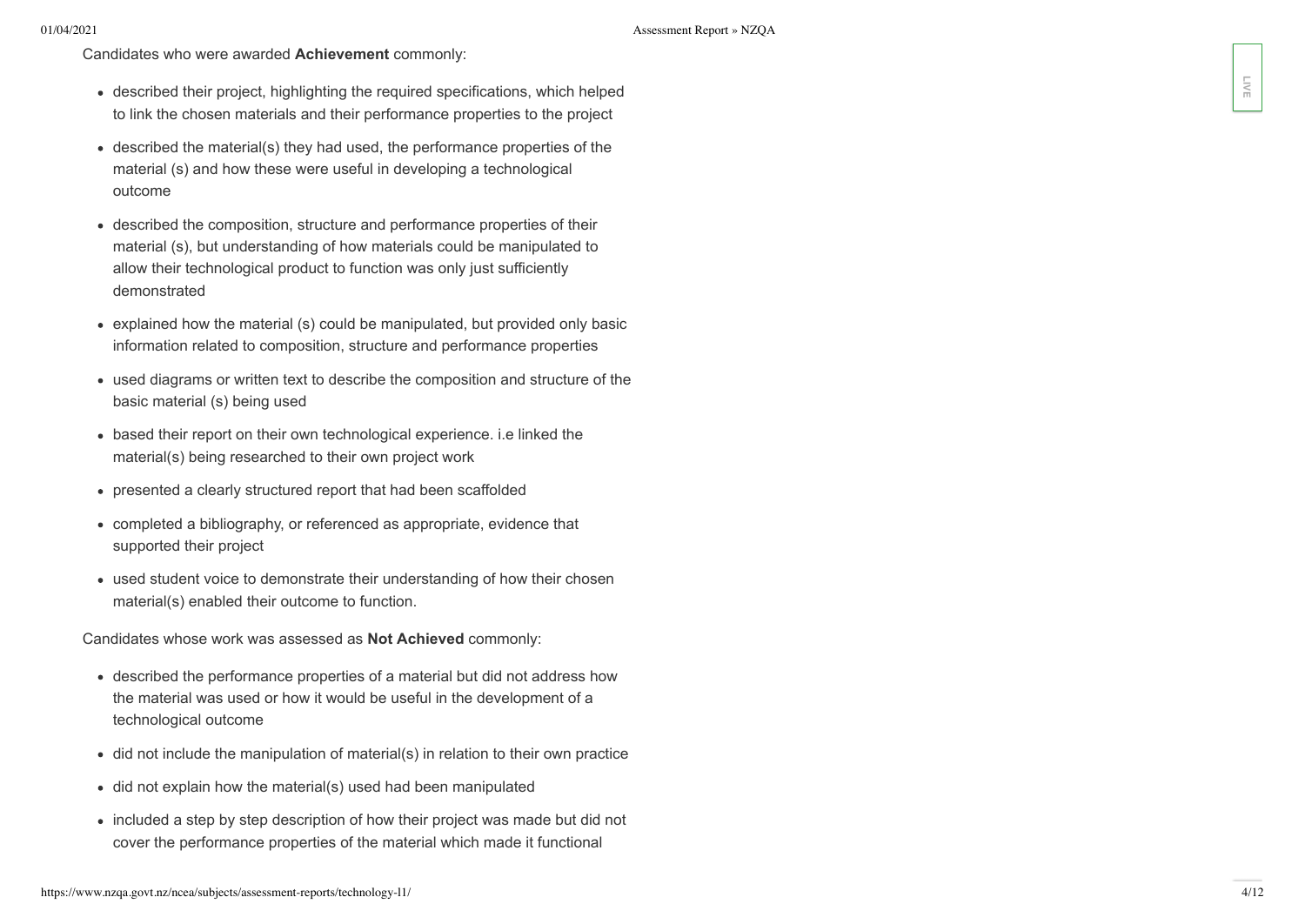Candidates who were awarded **Achievement** commonly:

- described their project, highlighting the required specifications, which helped to link the chosen materials and their performance properties to the project
- described the material(s) they had used, the performance properties of the material (s) and how these were useful in developing a technological outcome
- described the composition, structure and performance properties of their material (s), but understanding of how materials could be manipulated to allow their technological product to function was only just sufficiently demonstrated
- explained how the material (s) could be manipulated, but provided only basic information related to composition, structure and performance properties
- used diagrams or written text to describe the composition and structure of the basic material (s) being used
- based their report on their own technological experience. i.e linked the material(s) being researched to their own project work
- presented a clearly structured report that had been scaffolded
- completed a bibliography, or referenced as appropriate, evidence that supported their project
- used student voice to demonstrate their understanding of how their chosen material(s) enabled their outcome to function.

Candidates whose work was assessed as **Not Achieved** commonly:

- described the performance properties of a material but did not address how the material was used or how it would be useful in the development of a technological outcome
- did not include the manipulation of material(s) in relation to their own practice
- did not explain how the material(s) used had been manipulated
- included a step by step description of how their project was made but did not cover the performance properties of the material which made it functional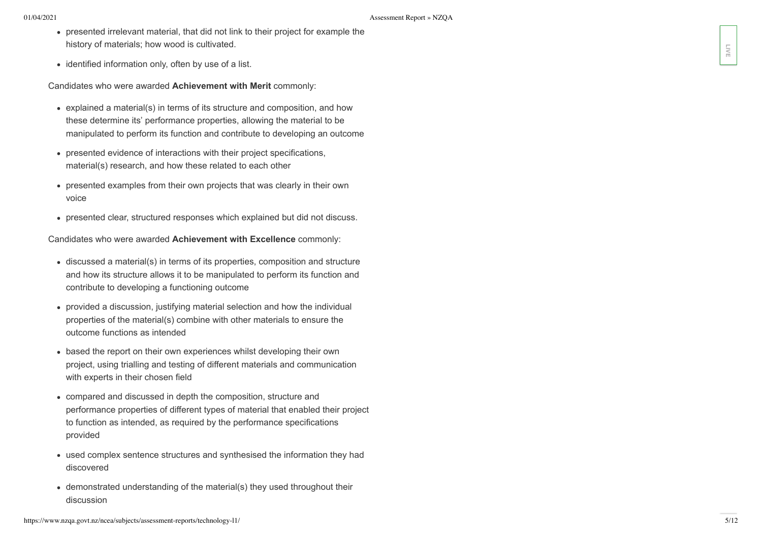- presented irrelevant material, that did not link to their project for example the history of materials; how wood is cultivated.
- identified information only, often by use of a list.

Candidates who were awarded **Achievement with Merit** commonly:

- explained a material(s) in terms of its structure and composition, and how these determine its' performance properties, allowing the material to be manipulated to perform its function and contribute to developing an outcome
- presented evidence of interactions with their project specifications, material(s) research, and how these related to each other
- presented examples from their own projects that was clearly in their own voice
- presented clear, structured responses which explained but did not discuss.

Candidates who were awarded **Achievement with Excellence** commonly:

- discussed a material(s) in terms of its properties, composition and structure and how its structure allows it to be manipulated to perform its function and contribute to developing a functioning outcome
- provided a discussion, justifying material selection and how the individual properties of the material(s) combine with other materials to ensure the outcome functions as intended
- based the report on their own experiences whilst developing their own project, using trialling and testing of different materials and communication with experts in their chosen field
- compared and discussed in depth the composition, structure and performance properties of different types of material that enabled their project to function as intended, as required by the performance specifications provided
- used complex sentence structures and synthesised the information they had discovered
- demonstrated understanding of the material(s) they used throughout their discussion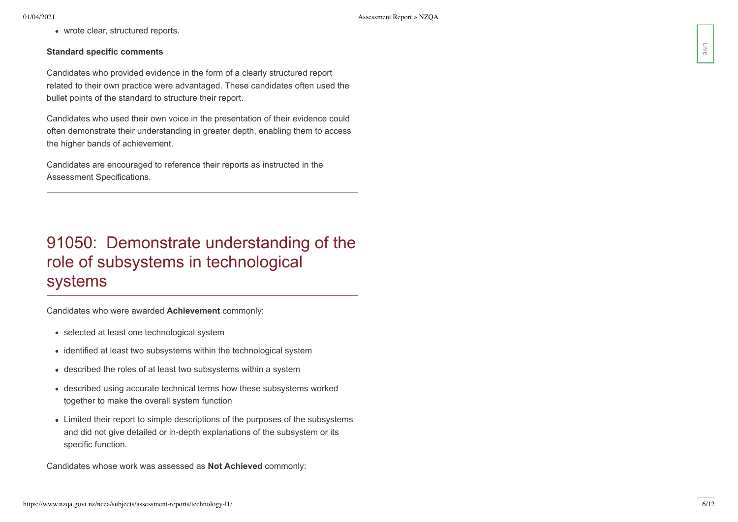- wrote clear, structured reports.

**Standard specific comments**

Candidates who provided evidence in the form of a clearly structured report related to their own practice were advantaged. These candidates often used the bullet points of the standard to structure their report.

Candidates who used their own voice in the presentation of their evidence could often demonstrate their understanding in greater depth, enabling them to access the higher bands of achievement.

Candidates are encouraged to reference their reports as instructed in the Assessment Specifications.

---

## 91050: Demonstrate understanding of the role of subsystems in technological systems

Candidates who were awarded **Achievement** commonly:

- selected at least one technological system
- identified at least two subsystems within the technological system
- described the roles of at least two subsystems within a system
- described using accurate technical terms how these subsystems worked together to make the overall system function
- Limited their report to simple descriptions of the purposes of the subsystems and did not give detailed or in-depth explanations of the subsystem or its specific function.

Candidates whose work was assessed as **Not Achieved** commonly: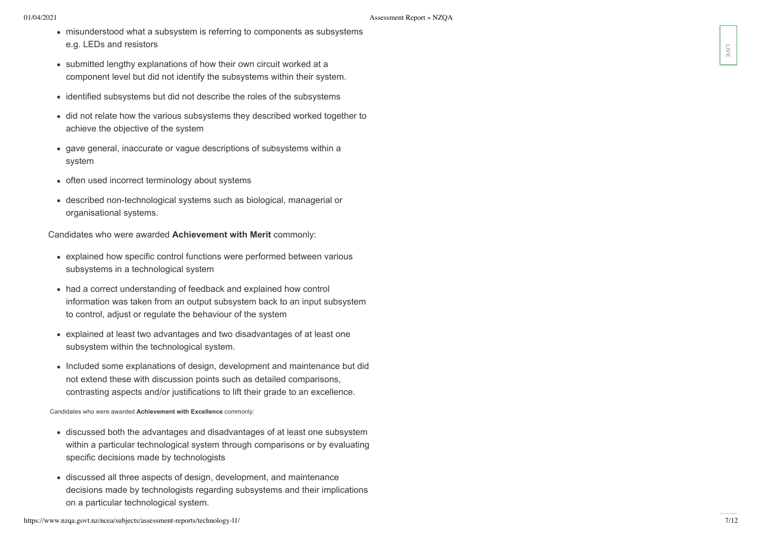- misunderstood what a subsystem is referring to components as subsystems e.g. LEDs and resistors
- submitted lengthy explanations of how their own circuit worked at a component level but did not identify the subsystems within their system.
- identified subsystems but did not describe the roles of the subsystems
- did not relate how the various subsystems they described worked together to achieve the objective of the system
- gave general, inaccurate or vague descriptions of subsystems within a system
- often used incorrect terminology about systems
- described non-technological systems such as biological, managerial or organisational systems.

Candidates who were awarded **Achievement with Merit** commonly:

- explained how specific control functions were performed between various subsystems in a technological system
- had a correct understanding of feedback and explained how control information was taken from an output subsystem back to an input subsystem to control, adjust or regulate the behaviour of the system
- explained at least two advantages and two disadvantages of at least one subsystem within the technological system.
- Included some explanations of design, development and maintenance but did not extend these with discussion points such as detailed comparisons, contrasting aspects and/or justifications to lift their grade to an excellence.

Candidates who were awarded **Achievement with Excellence** commonly:

- discussed both the advantages and disadvantages of at least one subsystem within a particular technological system through comparisons or by evaluating specific decisions made by technologists
- discussed all three aspects of design, development, and maintenance decisions made by technologists regarding subsystems and their implications on a particular technological system.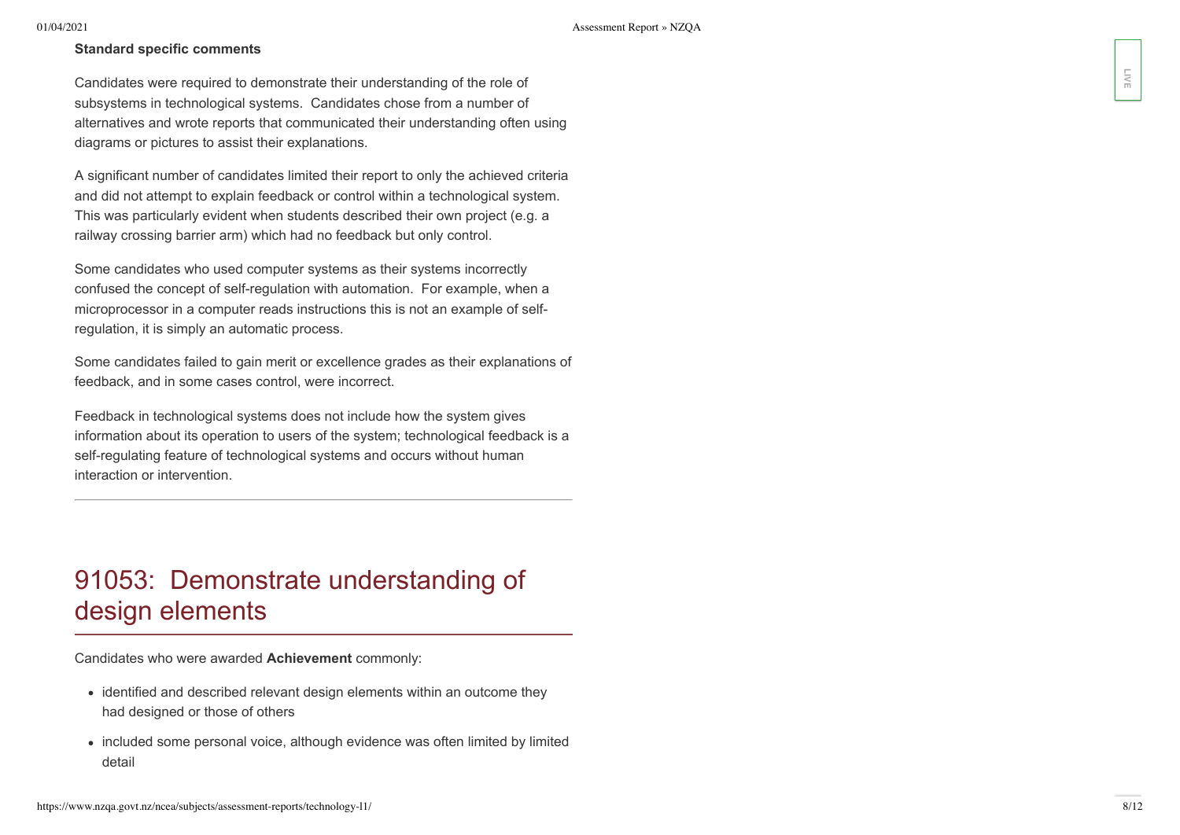**Standard specific comments**

Candidates were required to demonstrate their understanding of the role of subsystems in technological systems. Candidates chose from a number of alternatives and wrote reports that communicated their understanding often using diagrams or pictures to assist their explanations.

A significant number of candidates limited their report to only the achieved criteria and did not attempt to explain feedback or control within a technological system. This was particularly evident when students described their own project (e.g. a railway crossing barrier arm) which had no feedback but only control.

Some candidates who used computer systems as their systems incorrectly confused the concept of self-regulation with automation. For example, when a microprocessor in a computer reads instructions this is not an example of self-regulation, it is simply an automatic process.

Some candidates failed to gain merit or excellence grades as their explanations of feedback, and in some cases control, were incorrect.

Feedback in technological systems does not include how the system gives information about its operation to users of the system; technological feedback is a self-regulating feature of technological systems and occurs without human interaction or intervention.

---

## 91053: Demonstrate understanding of design elements

Candidates who were awarded **Achievement** commonly:

- identified and described relevant design elements within an outcome they had designed or those of others
- included some personal voice, although evidence was often limited by limited detail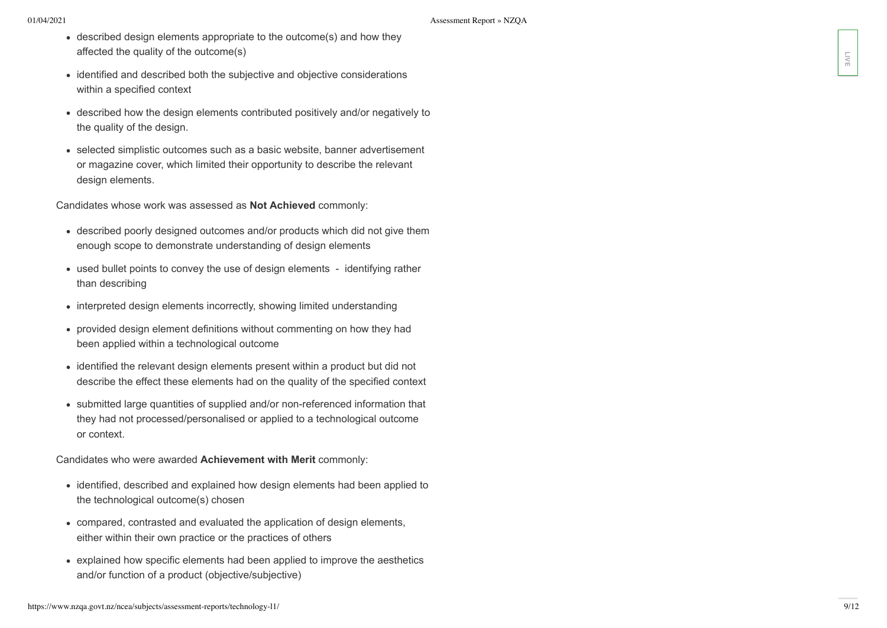- described design elements appropriate to the outcome(s) and how they affected the quality of the outcome(s)
- identified and described both the subjective and objective considerations within a specified context
- described how the design elements contributed positively and/or negatively to the quality of the design.
- selected simplistic outcomes such as a basic website, banner advertisement or magazine cover, which limited their opportunity to describe the relevant design elements.

Candidates whose work was assessed as **Not Achieved** commonly:

- described poorly designed outcomes and/or products which did not give them enough scope to demonstrate understanding of design elements
- used bullet points to convey the use of design elements - identifying rather than describing
- interpreted design elements incorrectly, showing limited understanding
- provided design element definitions without commenting on how they had been applied within a technological outcome
- identified the relevant design elements present within a product but did not describe the effect these elements had on the quality of the specified context
- submitted large quantities of supplied and/or non-referenced information that they had not processed/personalised or applied to a technological outcome or context.

Candidates who were awarded **Achievement with Merit** commonly:

- identified, described and explained how design elements had been applied to the technological outcome(s) chosen
- compared, contrasted and evaluated the application of design elements, either within their own practice or the practices of others
- explained how specific elements had been applied to improve the aesthetics and/or function of a product (objective/subjective)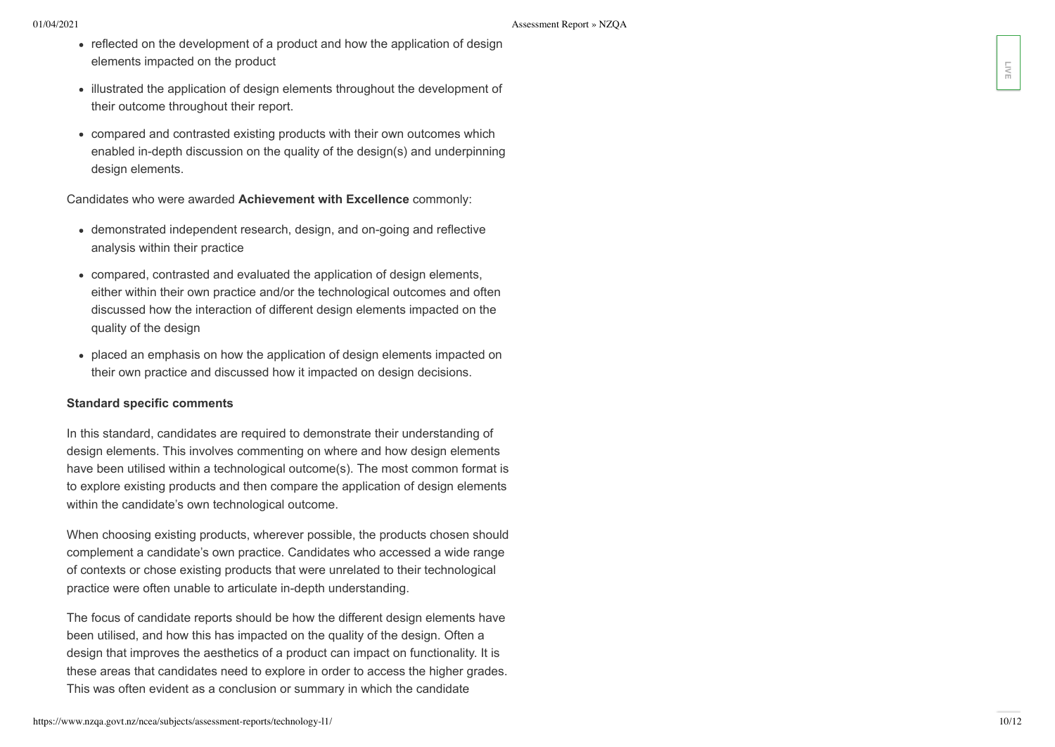- reflected on the development of a product and how the application of design elements impacted on the product
- illustrated the application of design elements throughout the development of their outcome throughout their report.
- compared and contrasted existing products with their own outcomes which enabled in-depth discussion on the quality of the design(s) and underpinning design elements.

Candidates who were awarded **Achievement with Excellence** commonly:

- demonstrated independent research, design, and on-going and reflective analysis within their practice
- compared, contrasted and evaluated the application of design elements, either within their own practice and/or the technological outcomes and often discussed how the interaction of different design elements impacted on the quality of the design
- placed an emphasis on how the application of design elements impacted on their own practice and discussed how it impacted on design decisions.

**Standard specific comments**

In this standard, candidates are required to demonstrate their understanding of design elements. This involves commenting on where and how design elements have been utilised within a technological outcome(s). The most common format is to explore existing products and then compare the application of design elements within the candidate's own technological outcome.

When choosing existing products, wherever possible, the products chosen should complement a candidate's own practice. Candidates who accessed a wide range of contexts or chose existing products that were unrelated to their technological practice were often unable to articulate in-depth understanding.

The focus of candidate reports should be how the different design elements have been utilised, and how this has impacted on the quality of the design. Often a design that improves the aesthetics of a product can impact on functionality. It is these areas that candidates need to explore in order to access the higher grades. This was often evident as a conclusion or summary in which the candidate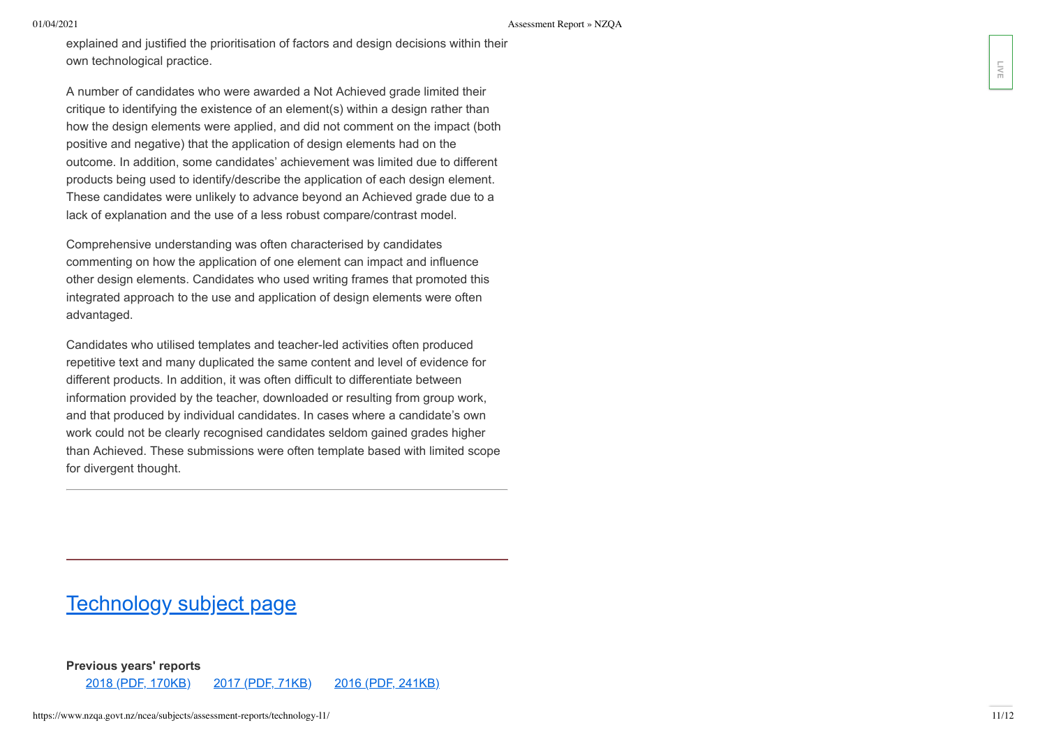explained and justified the prioritisation of factors and design decisions within their own technological practice.

A number of candidates who were awarded a Not Achieved grade limited their critique to identifying the existence of an element(s) within a design rather than how the design elements were applied, and did not comment on the impact (both positive and negative) that the application of design elements had on the outcome. In addition, some candidates' achievement was limited due to different products being used to identify/describe the application of each design element. These candidates were unlikely to advance beyond an Achieved grade due to a lack of explanation and the use of a less robust compare/contrast model.

Comprehensive understanding was often characterised by candidates commenting on how the application of one element can impact and influence other design elements. Candidates who used writing frames that promoted this integrated approach to the use and application of design elements were often advantaged.

Candidates who utilised templates and teacher-led activities often produced repetitive text and many duplicated the same content and level of evidence for different products. In addition, it was often difficult to differentiate between information provided by the teacher, downloaded or resulting from group work, and that produced by individual candidates. In cases where a candidate's own work could not be clearly recognised candidates seldom gained grades higher than Achieved. These submissions were often template based with limited scope for divergent thought.

---

---

## Technology subject page

**Previous years' reports**

2018 (PDF, 170KB)   2017 (PDF, 71KB)   2016 (PDF, 241KB)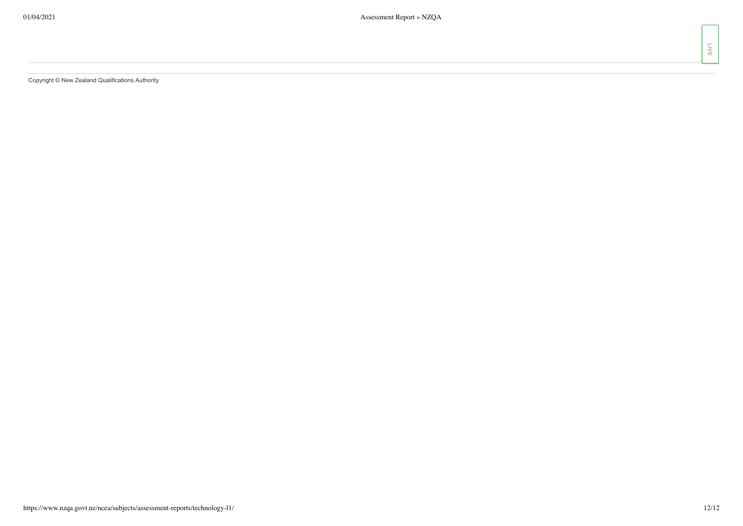Copyright © New Zealand Qualifications Authority